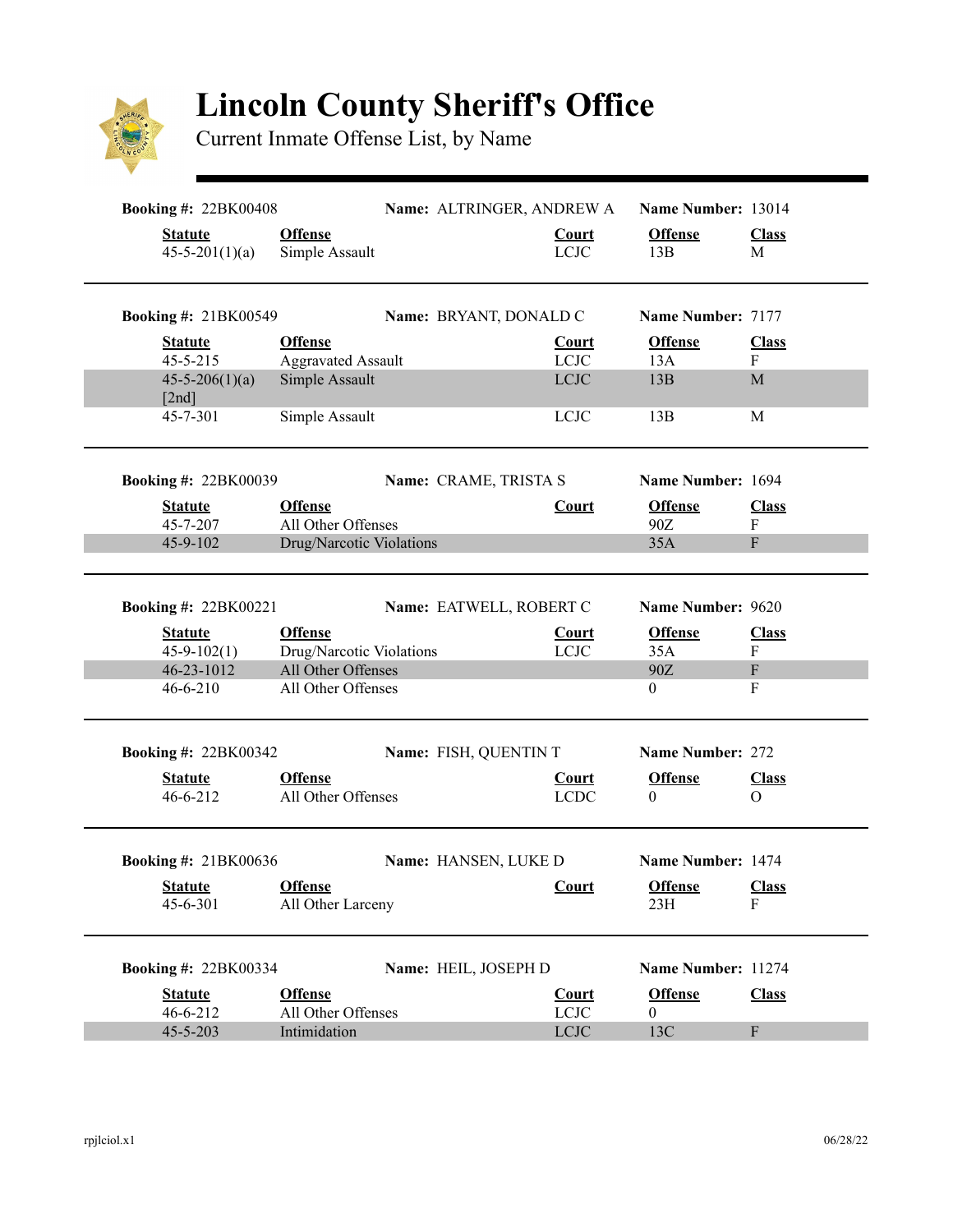# Lincoln County Sheriff's Office

Current Inmate Offense List, by Name

**Booking #:** 22BK00408 **Name:** ALTRINGER, ANDREW A **Name Number:** 13014

| Statute | Offense | Court | Offense | Class |
|---|---|---|---|---|
| 45-5-201(1)(a) | Simple Assault | LCJC | 13B | M |

**Booking #:** 21BK00549 **Name:** BRYANT, DONALD C **Name Number:** 7177

| Statute | Offense | Court | Offense | Class |
|---|---|---|---|---|
| 45-5-215 | Aggravated Assault | LCJC | 13A | F |
| 45-5-206(1)(a) [2nd] | Simple Assault | LCJC | 13B | M |
| 45-7-301 | Simple Assault | LCJC | 13B | M |

**Booking #:** 22BK00039 **Name:** CRAME, TRISTA S **Name Number:** 1694

| Statute | Offense | Court | Offense | Class |
|---|---|---|---|---|
| 45-7-207 | All Other Offenses | | 90Z | F |
| 45-9-102 | Drug/Narcotic Violations | | 35A | F |

**Booking #:** 22BK00221 **Name:** EATWELL, ROBERT C **Name Number:** 9620

| Statute | Offense | Court | Offense | Class |
|---|---|---|---|---|
| 45-9-102(1) | Drug/Narcotic Violations | LCJC | 35A | F |
| 46-23-1012 | All Other Offenses | | 90Z | F |
| 46-6-210 | All Other Offenses | | 0 | F |

**Booking #:** 22BK00342 **Name:** FISH, QUENTIN T **Name Number:** 272

| Statute | Offense | Court | Offense | Class |
|---|---|---|---|---|
| 46-6-212 | All Other Offenses | LCDC | 0 | O |

**Booking #:** 21BK00636 **Name:** HANSEN, LUKE D **Name Number:** 1474

| Statute | Offense | Court | Offense | Class |
|---|---|---|---|---|
| 45-6-301 | All Other Larceny | | 23H | F |

**Booking #:** 22BK00334 **Name:** HEIL, JOSEPH D **Name Number:** 11274

| Statute | Offense | Court | Offense | Class |
|---|---|---|---|---|
| 46-6-212 | All Other Offenses | LCJC | 0 | |
| 45-5-203 | Intimidation | LCJC | 13C | F |

rpjlciol.x1 06/28/22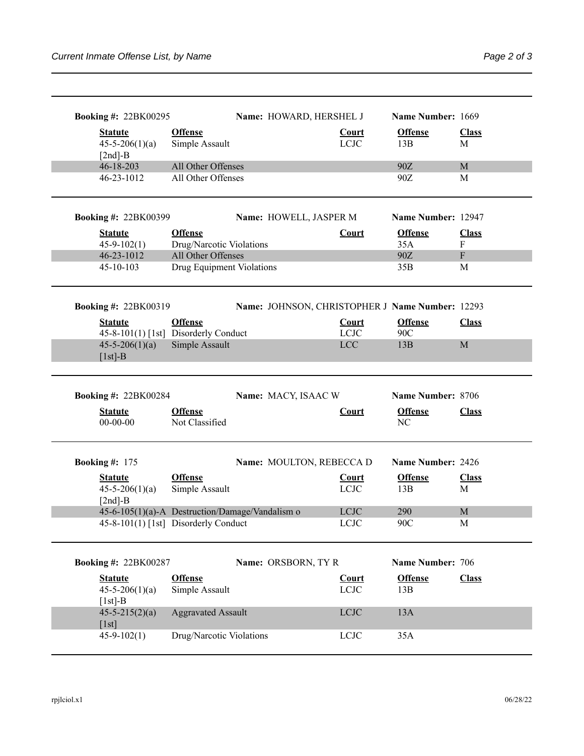**Booking #:** 22BK00295 **Name:** HOWARD, HERSHEL J **Name Number:** 1669

| Statute | Offense | Court | Offense | Class |
|---|---|---|---|---|
| 45-5-206(1)(a) [2nd]-B | Simple Assault | LCJC | 13B | M |
| 46-18-203 | All Other Offenses | | 90Z | M |
| 46-23-1012 | All Other Offenses | | 90Z | M |

**Booking #:** 22BK00399 **Name:** HOWELL, JASPER M **Name Number:** 12947

| Statute | Offense | Court | Offense | Class |
|---|---|---|---|---|
| 45-9-102(1) | Drug/Narcotic Violations | | 35A | F |
| 46-23-1012 | All Other Offenses | | 90Z | F |
| 45-10-103 | Drug Equipment Violations | | 35B | M |

**Booking #:** 22BK00319 **Name:** JOHNSON, CHRISTOPHER J **Name Number:** 12293

| Statute | Offense | Court | Offense | Class |
|---|---|---|---|---|
| 45-8-101(1) [1st] | Disorderly Conduct | LCJC | 90C | |
| 45-5-206(1)(a) [1st]-B | Simple Assault | LCC | 13B | M |

**Booking #:** 22BK00284 **Name:** MACY, ISAAC W **Name Number:** 8706

| Statute | Offense | Court | Offense | Class |
|---|---|---|---|---|
| 00-00-00 | Not Classified | | NC | |

**Booking #:** 175 **Name:** MOULTON, REBECCA D **Name Number:** 2426

| Statute | Offense | Court | Offense | Class |
|---|---|---|---|---|
| 45-5-206(1)(a) [2nd]-B | Simple Assault | LCJC | 13B | M |
| 45-6-105(1)(a)-A | Destruction/Damage/Vandalism o | LCJC | 290 | M |
| 45-8-101(1) [1st] | Disorderly Conduct | LCJC | 90C | M |

**Booking #:** 22BK00287 **Name:** ORSBORN, TY R **Name Number:** 706

| Statute | Offense | Court | Offense | Class |
|---|---|---|---|---|
| 45-5-206(1)(a) [1st]-B | Simple Assault | LCJC | 13B | |
| 45-5-215(2)(a) [1st] | Aggravated Assault | LCJC | 13A | |
| 45-9-102(1) | Drug/Narcotic Violations | LCJC | 35A | |

rpjlciol.x1 06/28/22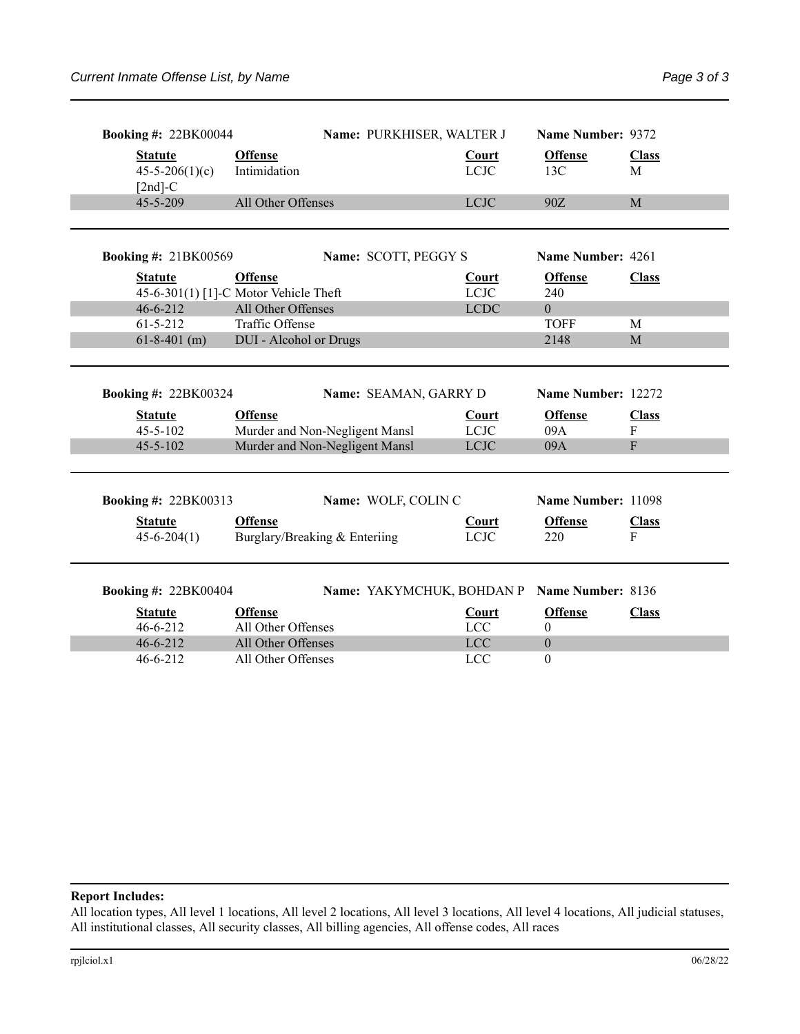**Booking #:** 22BK00044 **Name:** PURKHISER, WALTER J **Name Number:** 9372

| Statute | Offense | Court | Offense | Class |
|---|---|---|---|---|
| 45-5-206(1)(c) [2nd]-C | Intimidation | LCJC | 13C | M |
| 45-5-209 | All Other Offenses | LCJC | 90Z | M |

**Booking #:** 21BK00569 **Name:** SCOTT, PEGGY S **Name Number:** 4261

| Statute | Offense | Court | Offense | Class |
|---|---|---|---|---|
| 45-6-301(1) [1]-C | Motor Vehicle Theft | LCJC | 240 | |
| 46-6-212 | All Other Offenses | LCDC | 0 | |
| 61-5-212 | Traffic Offense | | TOFF | M |
| 61-8-401 (m) | DUI - Alcohol or Drugs | | 2148 | M |

**Booking #:** 22BK00324 **Name:** SEAMAN, GARRY D **Name Number:** 12272

| Statute | Offense | Court | Offense | Class |
|---|---|---|---|---|
| 45-5-102 | Murder and Non-Negligent Mansl | LCJC | 09A | F |
| 45-5-102 | Murder and Non-Negligent Mansl | LCJC | 09A | F |

**Booking #:** 22BK00313 **Name:** WOLF, COLIN C **Name Number:** 11098

| Statute | Offense | Court | Offense | Class |
|---|---|---|---|---|
| 45-6-204(1) | Burglary/Breaking & Enteriing | LCJC | 220 | F |

**Booking #:** 22BK00404 **Name:** YAKYMCHUK, BOHDAN P **Name Number:** 8136

| Statute | Offense | Court | Offense | Class |
|---|---|---|---|---|
| 46-6-212 | All Other Offenses | LCC | 0 | |
| 46-6-212 | All Other Offenses | LCC | 0 | |
| 46-6-212 | All Other Offenses | LCC | 0 | |

**Report Includes:**

All location types, All level 1 locations, All level 2 locations, All level 3 locations, All level 4 locations, All judicial statuses, All institutional classes, All security classes, All billing agencies, All offense codes, All races

rpjlciol.x1 06/28/22